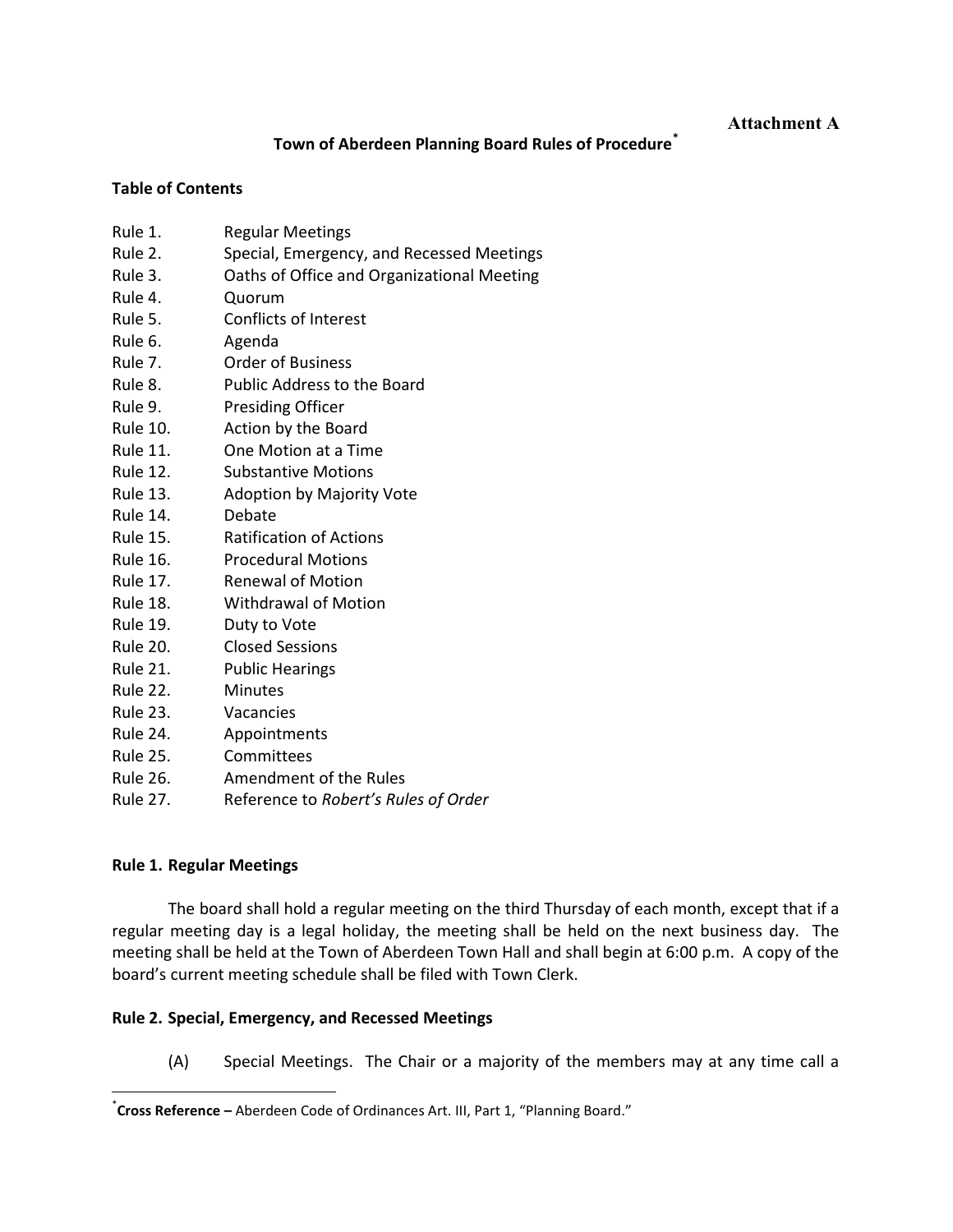**Attachment A**

# Town of Aberdeen Planning Board Rules of Procedure[*]

**Table of Contents**

| | |
|---|---|
| Rule 1. | Regular Meetings |
| Rule 2. | Special, Emergency, and Recessed Meetings |
| Rule 3. | Oaths of Office and Organizational Meeting |
| Rule 4. | Quorum |
| Rule 5. | Conflicts of Interest |
| Rule 6. | Agenda |
| Rule 7. | Order of Business |
| Rule 8. | Public Address to the Board |
| Rule 9. | Presiding Officer |
| Rule 10. | Action by the Board |
| Rule 11. | One Motion at a Time |
| Rule 12. | Substantive Motions |
| Rule 13. | Adoption by Majority Vote |
| Rule 14. | Debate |
| Rule 15. | Ratification of Actions |
| Rule 16. | Procedural Motions |
| Rule 17. | Renewal of Motion |
| Rule 18. | Withdrawal of Motion |
| Rule 19. | Duty to Vote |
| Rule 20. | Closed Sessions |
| Rule 21. | Public Hearings |
| Rule 22. | Minutes |
| Rule 23. | Vacancies |
| Rule 24. | Appointments |
| Rule 25. | Committees |
| Rule 26. | Amendment of the Rules |
| Rule 27. | Reference to *Robert's Rules of Order* |

## Rule 1. Regular Meetings

The board shall hold a regular meeting on the third Thursday of each month, except that if a regular meeting day is a legal holiday, the meeting shall be held on the next business day. The meeting shall be held at the Town of Aberdeen Town Hall and shall begin at 6:00 p.m. A copy of the board's current meeting schedule shall be filed with Town Clerk.

## Rule 2. Special, Emergency, and Recessed Meetings

(A) Special Meetings. The Chair or a majority of the members may at any time call a

---

[*] **Cross Reference –** Aberdeen Code of Ordinances Art. III, Part 1, "Planning Board."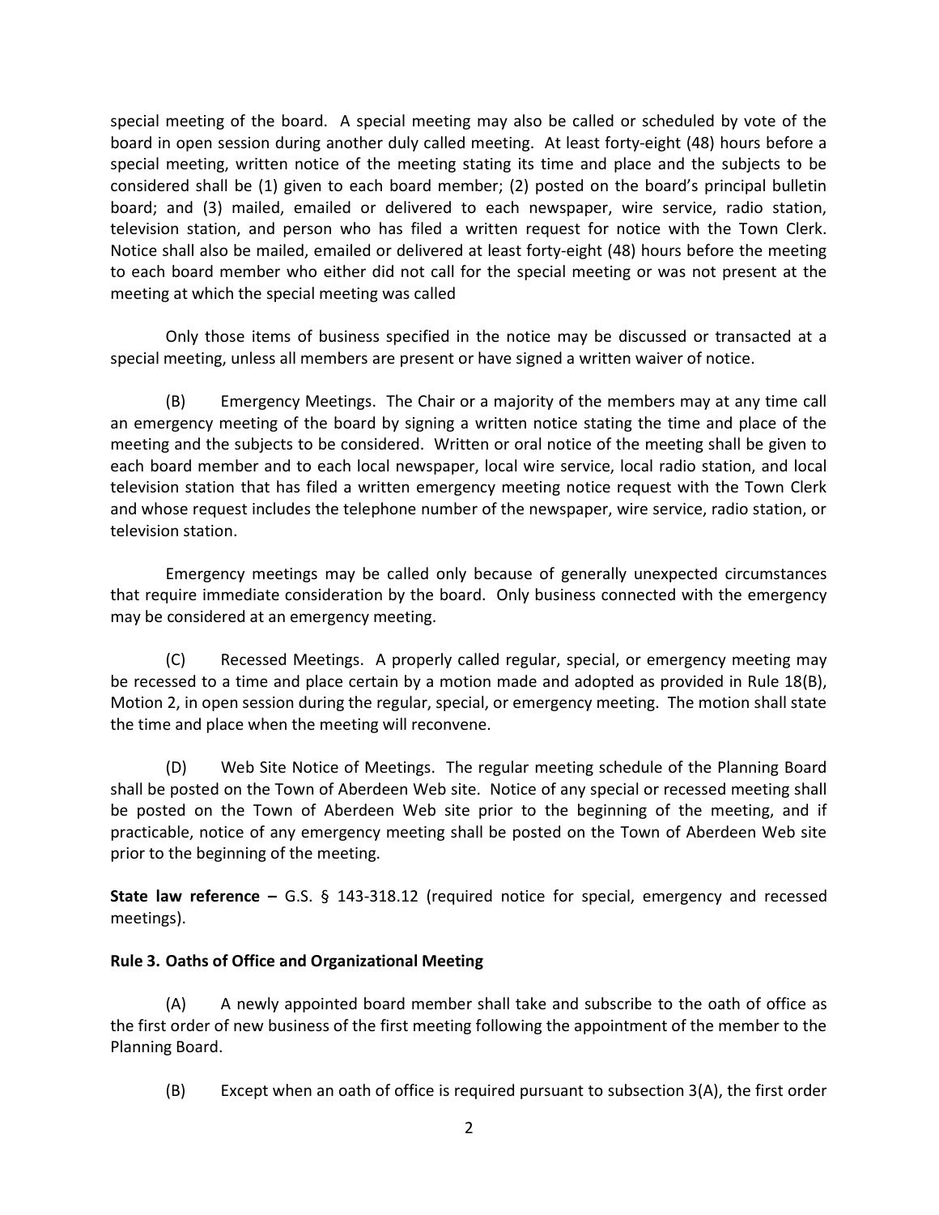special meeting of the board. A special meeting may also be called or scheduled by vote of the board in open session during another duly called meeting. At least forty-eight (48) hours before a special meeting, written notice of the meeting stating its time and place and the subjects to be considered shall be (1) given to each board member; (2) posted on the board's principal bulletin board; and (3) mailed, emailed or delivered to each newspaper, wire service, radio station, television station, and person who has filed a written request for notice with the Town Clerk. Notice shall also be mailed, emailed or delivered at least forty-eight (48) hours before the meeting to each board member who either did not call for the special meeting or was not present at the meeting at which the special meeting was called

Only those items of business specified in the notice may be discussed or transacted at a special meeting, unless all members are present or have signed a written waiver of notice.

(B) Emergency Meetings. The Chair or a majority of the members may at any time call an emergency meeting of the board by signing a written notice stating the time and place of the meeting and the subjects to be considered. Written or oral notice of the meeting shall be given to each board member and to each local newspaper, local wire service, local radio station, and local television station that has filed a written emergency meeting notice request with the Town Clerk and whose request includes the telephone number of the newspaper, wire service, radio station, or television station.

Emergency meetings may be called only because of generally unexpected circumstances that require immediate consideration by the board. Only business connected with the emergency may be considered at an emergency meeting.

(C) Recessed Meetings. A properly called regular, special, or emergency meeting may be recessed to a time and place certain by a motion made and adopted as provided in Rule 18(B), Motion 2, in open session during the regular, special, or emergency meeting. The motion shall state the time and place when the meeting will reconvene.

(D) Web Site Notice of Meetings. The regular meeting schedule of the Planning Board shall be posted on the Town of Aberdeen Web site. Notice of any special or recessed meeting shall be posted on the Town of Aberdeen Web site prior to the beginning of the meeting, and if practicable, notice of any emergency meeting shall be posted on the Town of Aberdeen Web site prior to the beginning of the meeting.

**State law reference –** G.S. § 143-318.12 (required notice for special, emergency and recessed meetings).

**Rule 3. Oaths of Office and Organizational Meeting**

(A) A newly appointed board member shall take and subscribe to the oath of office as the first order of new business of the first meeting following the appointment of the member to the Planning Board.

(B) Except when an oath of office is required pursuant to subsection 3(A), the first order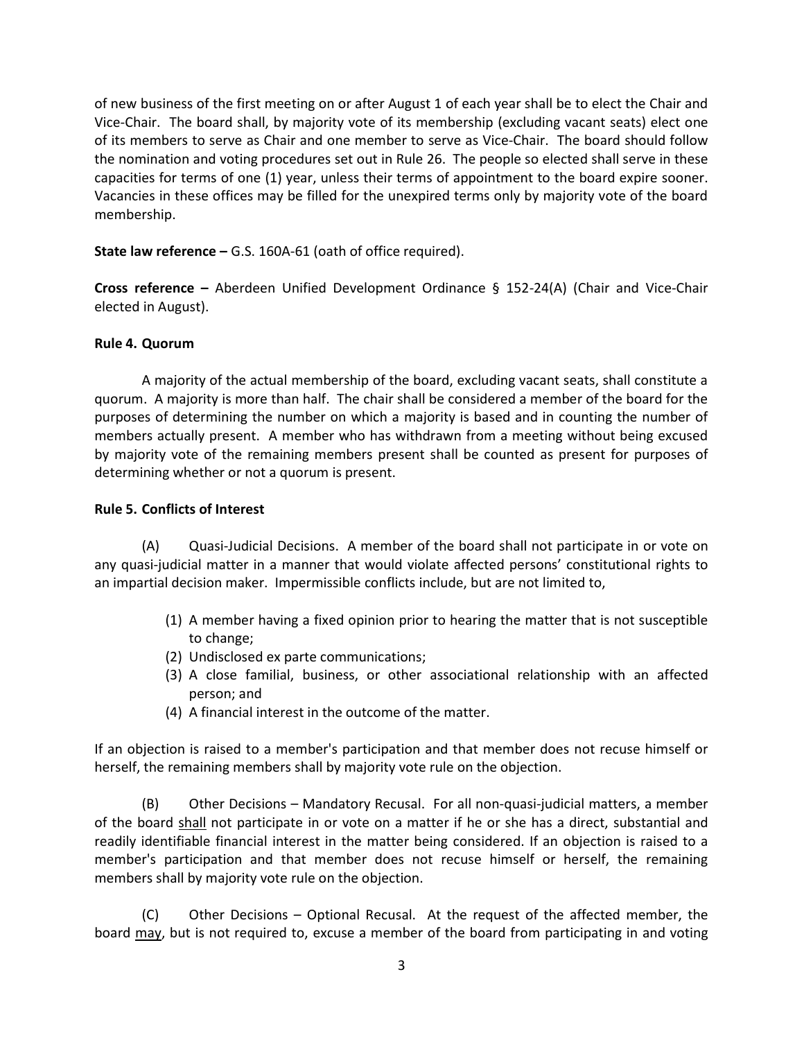of new business of the first meeting on or after August 1 of each year shall be to elect the Chair and Vice-Chair. The board shall, by majority vote of its membership (excluding vacant seats) elect one of its members to serve as Chair and one member to serve as Vice-Chair. The board should follow the nomination and voting procedures set out in Rule 26. The people so elected shall serve in these capacities for terms of one (1) year, unless their terms of appointment to the board expire sooner. Vacancies in these offices may be filled for the unexpired terms only by majority vote of the board membership.

**State law reference –** G.S. 160A-61 (oath of office required).

**Cross reference –** Aberdeen Unified Development Ordinance § 152-24(A) (Chair and Vice-Chair elected in August).

**Rule 4. Quorum**

A majority of the actual membership of the board, excluding vacant seats, shall constitute a quorum. A majority is more than half. The chair shall be considered a member of the board for the purposes of determining the number on which a majority is based and in counting the number of members actually present. A member who has withdrawn from a meeting without being excused by majority vote of the remaining members present shall be counted as present for purposes of determining whether or not a quorum is present.

**Rule 5. Conflicts of Interest**

(A) Quasi-Judicial Decisions. A member of the board shall not participate in or vote on any quasi-judicial matter in a manner that would violate affected persons' constitutional rights to an impartial decision maker. Impermissible conflicts include, but are not limited to,

(1) A member having a fixed opinion prior to hearing the matter that is not susceptible to change;
(2) Undisclosed ex parte communications;
(3) A close familial, business, or other associational relationship with an affected person; and
(4) A financial interest in the outcome of the matter.

If an objection is raised to a member's participation and that member does not recuse himself or herself, the remaining members shall by majority vote rule on the objection.

(B) Other Decisions – Mandatory Recusal. For all non-quasi-judicial matters, a member of the board <u>shall</u> not participate in or vote on a matter if he or she has a direct, substantial and readily identifiable financial interest in the matter being considered. If an objection is raised to a member's participation and that member does not recuse himself or herself, the remaining members shall by majority vote rule on the objection.

(C) Other Decisions – Optional Recusal. At the request of the affected member, the board <u>may</u>, but is not required to, excuse a member of the board from participating in and voting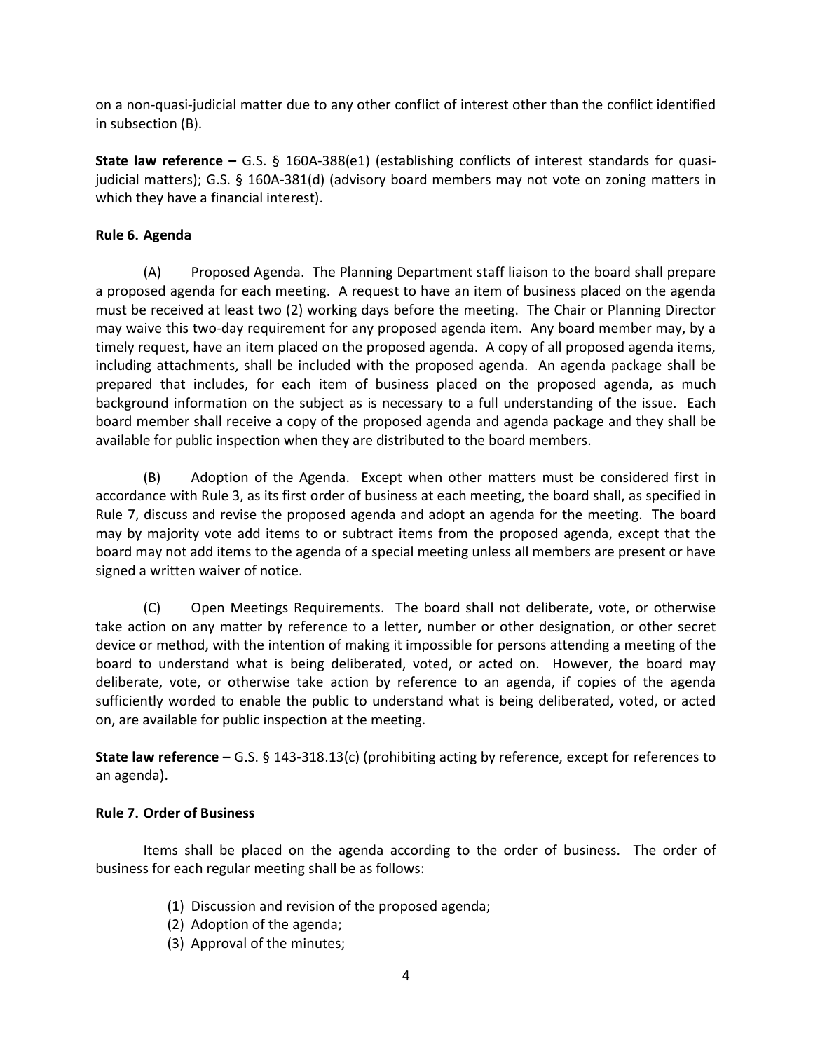on a non-quasi-judicial matter due to any other conflict of interest other than the conflict identified in subsection (B).

**State law reference –** G.S. § 160A-388(e1) (establishing conflicts of interest standards for quasi-judicial matters); G.S. § 160A-381(d) (advisory board members may not vote on zoning matters in which they have a financial interest).

**Rule 6. Agenda**

(A) Proposed Agenda. The Planning Department staff liaison to the board shall prepare a proposed agenda for each meeting. A request to have an item of business placed on the agenda must be received at least two (2) working days before the meeting. The Chair or Planning Director may waive this two-day requirement for any proposed agenda item. Any board member may, by a timely request, have an item placed on the proposed agenda. A copy of all proposed agenda items, including attachments, shall be included with the proposed agenda. An agenda package shall be prepared that includes, for each item of business placed on the proposed agenda, as much background information on the subject as is necessary to a full understanding of the issue. Each board member shall receive a copy of the proposed agenda and agenda package and they shall be available for public inspection when they are distributed to the board members.

(B) Adoption of the Agenda. Except when other matters must be considered first in accordance with Rule 3, as its first order of business at each meeting, the board shall, as specified in Rule 7, discuss and revise the proposed agenda and adopt an agenda for the meeting. The board may by majority vote add items to or subtract items from the proposed agenda, except that the board may not add items to the agenda of a special meeting unless all members are present or have signed a written waiver of notice.

(C) Open Meetings Requirements. The board shall not deliberate, vote, or otherwise take action on any matter by reference to a letter, number or other designation, or other secret device or method, with the intention of making it impossible for persons attending a meeting of the board to understand what is being deliberated, voted, or acted on. However, the board may deliberate, vote, or otherwise take action by reference to an agenda, if copies of the agenda sufficiently worded to enable the public to understand what is being deliberated, voted, or acted on, are available for public inspection at the meeting.

**State law reference –** G.S. § 143-318.13(c) (prohibiting acting by reference, except for references to an agenda).

**Rule 7. Order of Business**

Items shall be placed on the agenda according to the order of business. The order of business for each regular meeting shall be as follows:

(1) Discussion and revision of the proposed agenda;
(2) Adoption of the agenda;
(3) Approval of the minutes;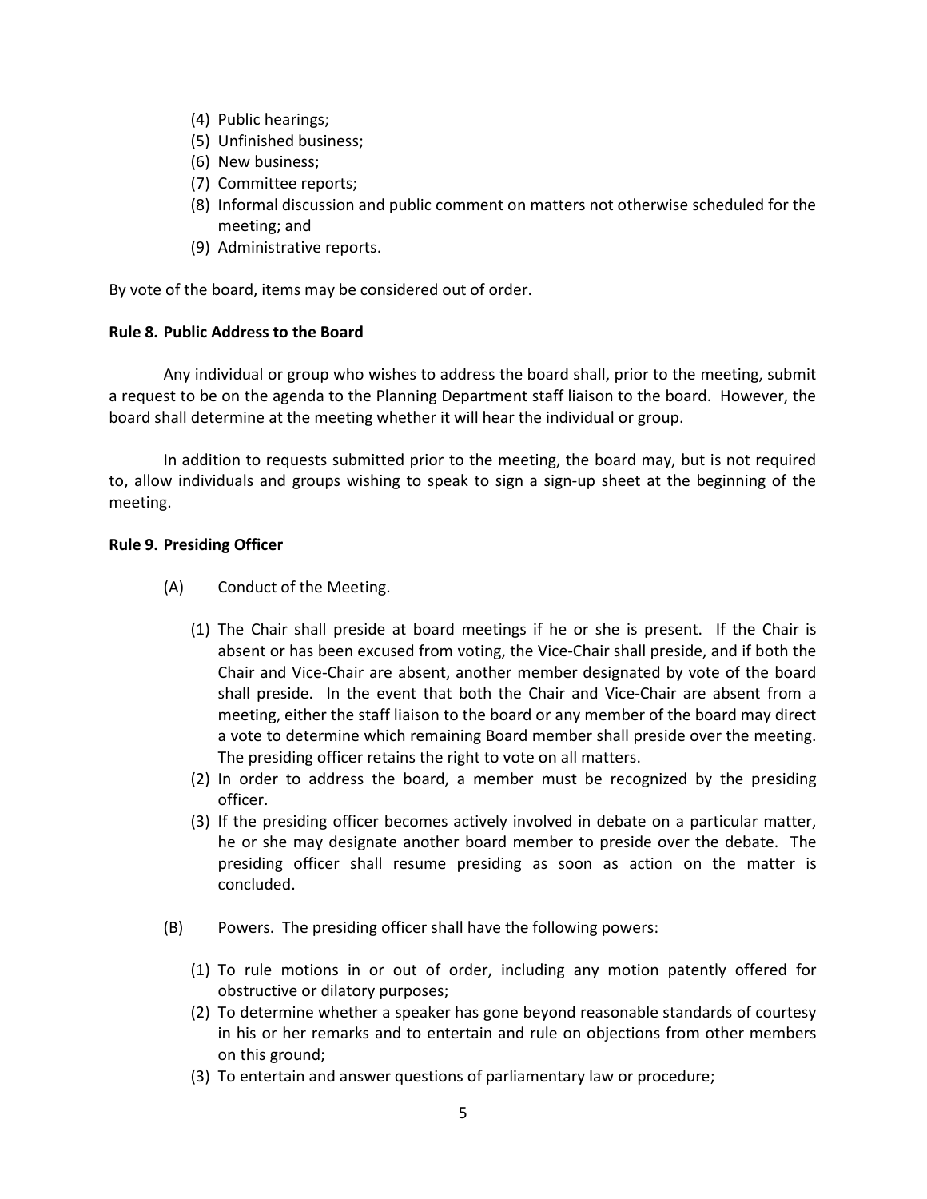(4) Public hearings;
(5) Unfinished business;
(6) New business;
(7) Committee reports;
(8) Informal discussion and public comment on matters not otherwise scheduled for the meeting; and
(9) Administrative reports.

By vote of the board, items may be considered out of order.

**Rule 8. Public Address to the Board**

Any individual or group who wishes to address the board shall, prior to the meeting, submit a request to be on the agenda to the Planning Department staff liaison to the board. However, the board shall determine at the meeting whether it will hear the individual or group.

In addition to requests submitted prior to the meeting, the board may, but is not required to, allow individuals and groups wishing to speak to sign a sign-up sheet at the beginning of the meeting.

**Rule 9. Presiding Officer**

(A) Conduct of the Meeting.

(1) The Chair shall preside at board meetings if he or she is present. If the Chair is absent or has been excused from voting, the Vice-Chair shall preside, and if both the Chair and Vice-Chair are absent, another member designated by vote of the board shall preside. In the event that both the Chair and Vice-Chair are absent from a meeting, either the staff liaison to the board or any member of the board may direct a vote to determine which remaining Board member shall preside over the meeting. The presiding officer retains the right to vote on all matters.
(2) In order to address the board, a member must be recognized by the presiding officer.
(3) If the presiding officer becomes actively involved in debate on a particular matter, he or she may designate another board member to preside over the debate. The presiding officer shall resume presiding as soon as action on the matter is concluded.

(B) Powers. The presiding officer shall have the following powers:

(1) To rule motions in or out of order, including any motion patently offered for obstructive or dilatory purposes;
(2) To determine whether a speaker has gone beyond reasonable standards of courtesy in his or her remarks and to entertain and rule on objections from other members on this ground;
(3) To entertain and answer questions of parliamentary law or procedure;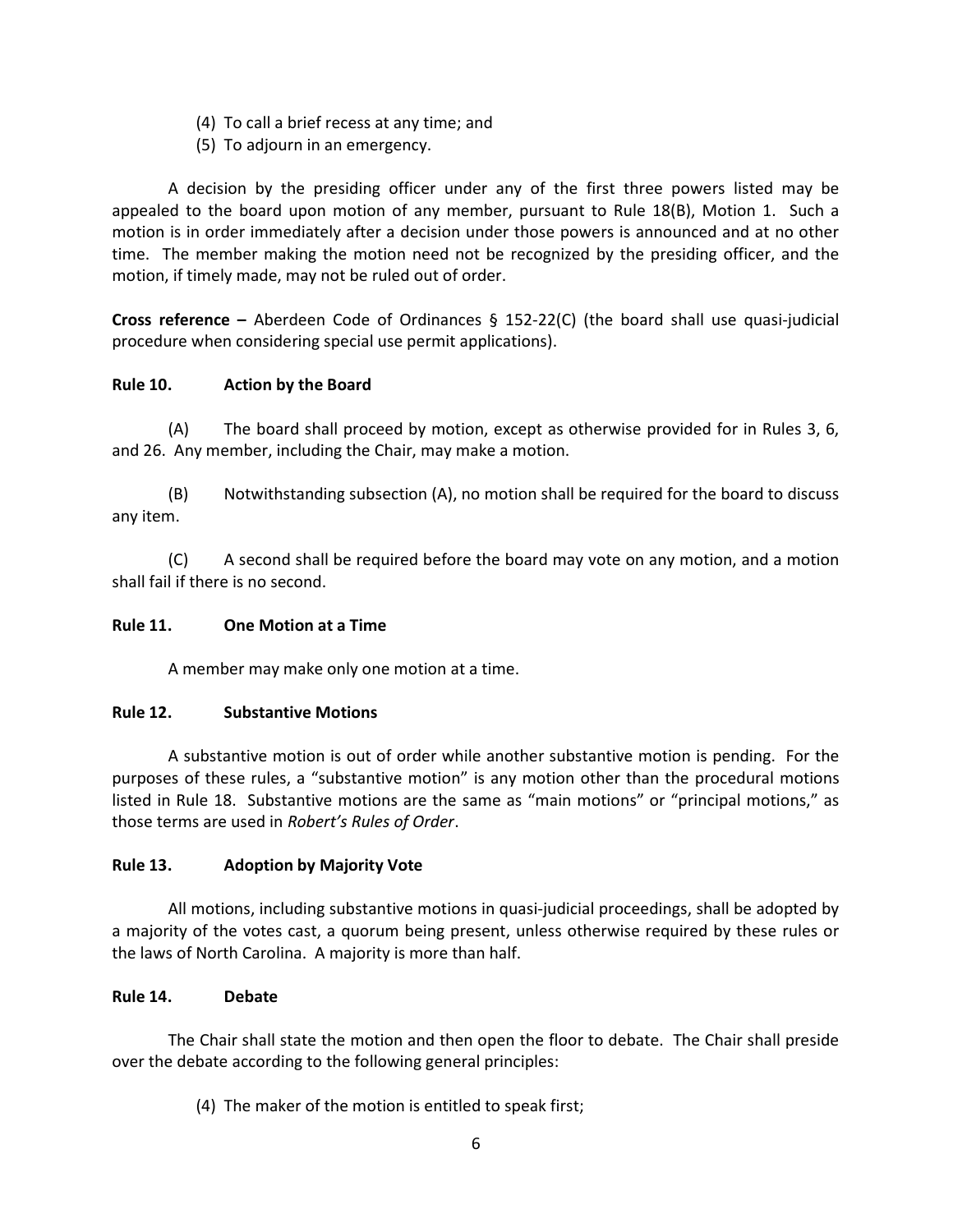(4) To call a brief recess at any time; and
(5) To adjourn in an emergency.

A decision by the presiding officer under any of the first three powers listed may be appealed to the board upon motion of any member, pursuant to Rule 18(B), Motion 1. Such a motion is in order immediately after a decision under those powers is announced and at no other time. The member making the motion need not be recognized by the presiding officer, and the motion, if timely made, may not be ruled out of order.

**Cross reference –** Aberdeen Code of Ordinances § 152-22(C) (the board shall use quasi-judicial procedure when considering special use permit applications).

**Rule 10. Action by the Board**

(A) The board shall proceed by motion, except as otherwise provided for in Rules 3, 6, and 26. Any member, including the Chair, may make a motion.

(B) Notwithstanding subsection (A), no motion shall be required for the board to discuss any item.

(C) A second shall be required before the board may vote on any motion, and a motion shall fail if there is no second.

**Rule 11. One Motion at a Time**

A member may make only one motion at a time.

**Rule 12. Substantive Motions**

A substantive motion is out of order while another substantive motion is pending. For the purposes of these rules, a "substantive motion" is any motion other than the procedural motions listed in Rule 18. Substantive motions are the same as "main motions" or "principal motions," as those terms are used in *Robert's Rules of Order*.

**Rule 13. Adoption by Majority Vote**

All motions, including substantive motions in quasi-judicial proceedings, shall be adopted by a majority of the votes cast, a quorum being present, unless otherwise required by these rules or the laws of North Carolina. A majority is more than half.

**Rule 14. Debate**

The Chair shall state the motion and then open the floor to debate. The Chair shall preside over the debate according to the following general principles:

(4) The maker of the motion is entitled to speak first;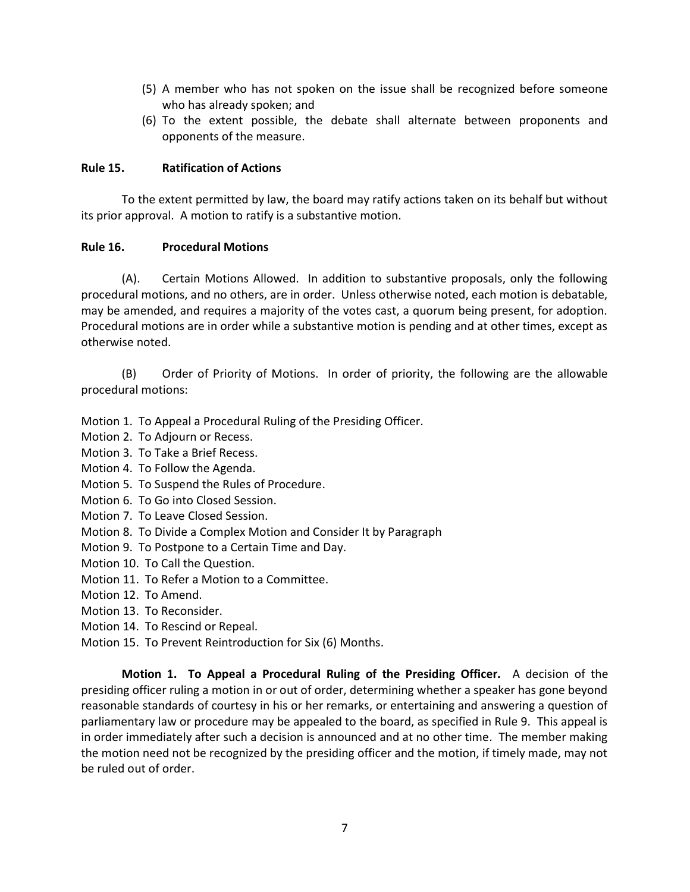(5) A member who has not spoken on the issue shall be recognized before someone who has already spoken; and
(6) To the extent possible, the debate shall alternate between proponents and opponents of the measure.

**Rule 15. Ratification of Actions**

To the extent permitted by law, the board may ratify actions taken on its behalf but without its prior approval. A motion to ratify is a substantive motion.

**Rule 16. Procedural Motions**

(A). Certain Motions Allowed. In addition to substantive proposals, only the following procedural motions, and no others, are in order. Unless otherwise noted, each motion is debatable, may be amended, and requires a majority of the votes cast, a quorum being present, for adoption. Procedural motions are in order while a substantive motion is pending and at other times, except as otherwise noted.

(B) Order of Priority of Motions. In order of priority, the following are the allowable procedural motions:

Motion 1. To Appeal a Procedural Ruling of the Presiding Officer.
Motion 2. To Adjourn or Recess.
Motion 3. To Take a Brief Recess.
Motion 4. To Follow the Agenda.
Motion 5. To Suspend the Rules of Procedure.
Motion 6. To Go into Closed Session.
Motion 7. To Leave Closed Session.
Motion 8. To Divide a Complex Motion and Consider It by Paragraph
Motion 9. To Postpone to a Certain Time and Day.
Motion 10. To Call the Question.
Motion 11. To Refer a Motion to a Committee.
Motion 12. To Amend.
Motion 13. To Reconsider.
Motion 14. To Rescind or Repeal.
Motion 15. To Prevent Reintroduction for Six (6) Months.

**Motion 1. To Appeal a Procedural Ruling of the Presiding Officer.** A decision of the presiding officer ruling a motion in or out of order, determining whether a speaker has gone beyond reasonable standards of courtesy in his or her remarks, or entertaining and answering a question of parliamentary law or procedure may be appealed to the board, as specified in Rule 9. This appeal is in order immediately after such a decision is announced and at no other time. The member making the motion need not be recognized by the presiding officer and the motion, if timely made, may not be ruled out of order.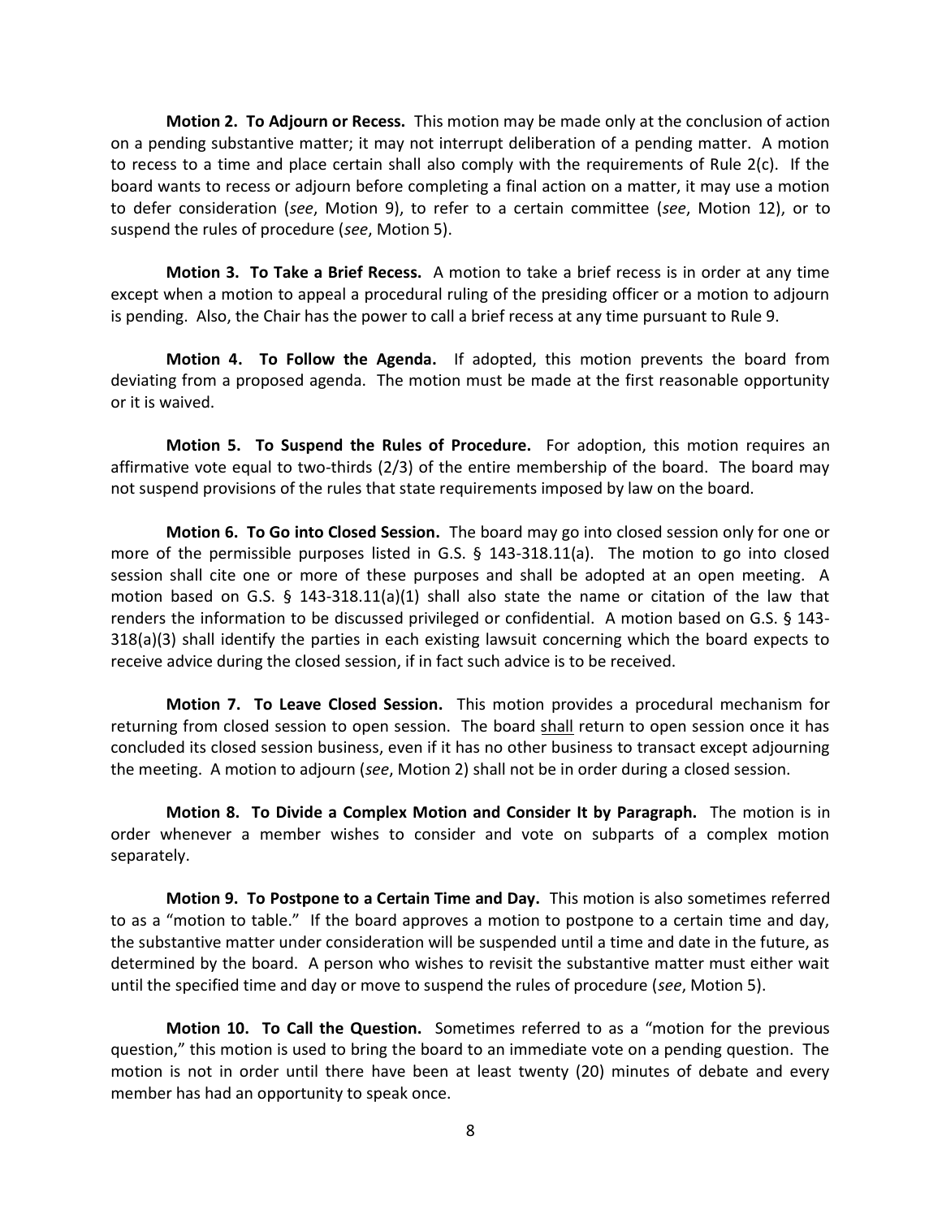**Motion 2. To Adjourn or Recess.** This motion may be made only at the conclusion of action on a pending substantive matter; it may not interrupt deliberation of a pending matter. A motion to recess to a time and place certain shall also comply with the requirements of Rule 2(c). If the board wants to recess or adjourn before completing a final action on a matter, it may use a motion to defer consideration (*see*, Motion 9), to refer to a certain committee (*see*, Motion 12), or to suspend the rules of procedure (*see*, Motion 5).

**Motion 3. To Take a Brief Recess.** A motion to take a brief recess is in order at any time except when a motion to appeal a procedural ruling of the presiding officer or a motion to adjourn is pending. Also, the Chair has the power to call a brief recess at any time pursuant to Rule 9.

**Motion 4. To Follow the Agenda.** If adopted, this motion prevents the board from deviating from a proposed agenda. The motion must be made at the first reasonable opportunity or it is waived.

**Motion 5. To Suspend the Rules of Procedure.** For adoption, this motion requires an affirmative vote equal to two-thirds (2/3) of the entire membership of the board. The board may not suspend provisions of the rules that state requirements imposed by law on the board.

**Motion 6. To Go into Closed Session.** The board may go into closed session only for one or more of the permissible purposes listed in G.S. § 143-318.11(a). The motion to go into closed session shall cite one or more of these purposes and shall be adopted at an open meeting. A motion based on G.S. § 143-318.11(a)(1) shall also state the name or citation of the law that renders the information to be discussed privileged or confidential. A motion based on G.S. § 143-318(a)(3) shall identify the parties in each existing lawsuit concerning which the board expects to receive advice during the closed session, if in fact such advice is to be received.

**Motion 7. To Leave Closed Session.** This motion provides a procedural mechanism for returning from closed session to open session. The board shall return to open session once it has concluded its closed session business, even if it has no other business to transact except adjourning the meeting. A motion to adjourn (*see*, Motion 2) shall not be in order during a closed session.

**Motion 8. To Divide a Complex Motion and Consider It by Paragraph.** The motion is in order whenever a member wishes to consider and vote on subparts of a complex motion separately.

**Motion 9. To Postpone to a Certain Time and Day.** This motion is also sometimes referred to as a "motion to table." If the board approves a motion to postpone to a certain time and day, the substantive matter under consideration will be suspended until a time and date in the future, as determined by the board. A person who wishes to revisit the substantive matter must either wait until the specified time and day or move to suspend the rules of procedure (*see*, Motion 5).

**Motion 10. To Call the Question.** Sometimes referred to as a "motion for the previous question," this motion is used to bring the board to an immediate vote on a pending question. The motion is not in order until there have been at least twenty (20) minutes of debate and every member has had an opportunity to speak once.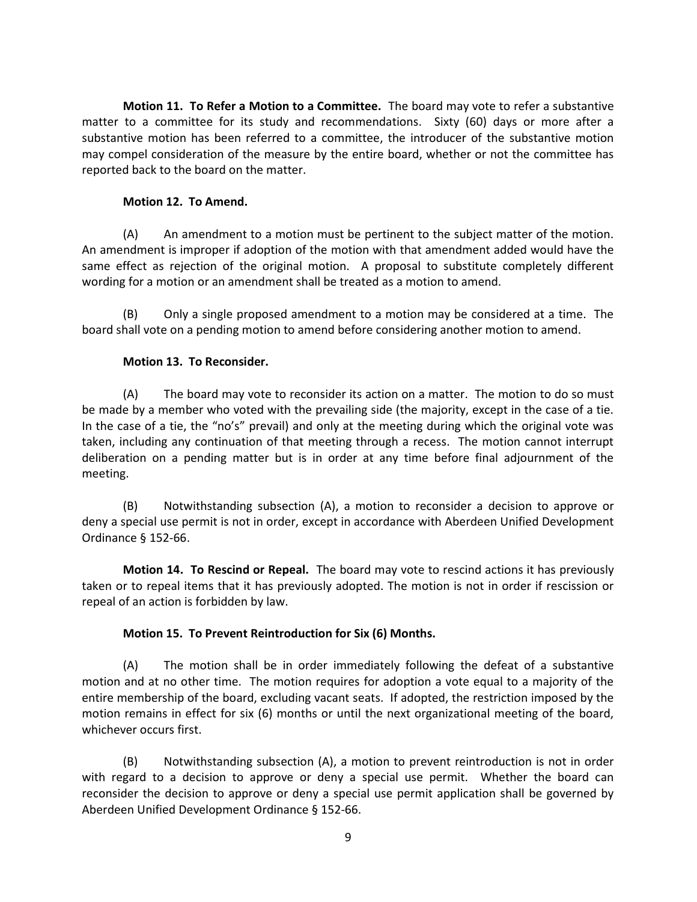**Motion 11. To Refer a Motion to a Committee.** The board may vote to refer a substantive matter to a committee for its study and recommendations. Sixty (60) days or more after a substantive motion has been referred to a committee, the introducer of the substantive motion may compel consideration of the measure by the entire board, whether or not the committee has reported back to the board on the matter.

**Motion 12. To Amend.**

(A) An amendment to a motion must be pertinent to the subject matter of the motion. An amendment is improper if adoption of the motion with that amendment added would have the same effect as rejection of the original motion. A proposal to substitute completely different wording for a motion or an amendment shall be treated as a motion to amend.

(B) Only a single proposed amendment to a motion may be considered at a time. The board shall vote on a pending motion to amend before considering another motion to amend.

**Motion 13. To Reconsider.**

(A) The board may vote to reconsider its action on a matter. The motion to do so must be made by a member who voted with the prevailing side (the majority, except in the case of a tie. In the case of a tie, the "no's" prevail) and only at the meeting during which the original vote was taken, including any continuation of that meeting through a recess. The motion cannot interrupt deliberation on a pending matter but is in order at any time before final adjournment of the meeting.

(B) Notwithstanding subsection (A), a motion to reconsider a decision to approve or deny a special use permit is not in order, except in accordance with Aberdeen Unified Development Ordinance § 152-66.

**Motion 14. To Rescind or Repeal.** The board may vote to rescind actions it has previously taken or to repeal items that it has previously adopted. The motion is not in order if rescission or repeal of an action is forbidden by law.

**Motion 15. To Prevent Reintroduction for Six (6) Months.**

(A) The motion shall be in order immediately following the defeat of a substantive motion and at no other time. The motion requires for adoption a vote equal to a majority of the entire membership of the board, excluding vacant seats. If adopted, the restriction imposed by the motion remains in effect for six (6) months or until the next organizational meeting of the board, whichever occurs first.

(B) Notwithstanding subsection (A), a motion to prevent reintroduction is not in order with regard to a decision to approve or deny a special use permit. Whether the board can reconsider the decision to approve or deny a special use permit application shall be governed by Aberdeen Unified Development Ordinance § 152-66.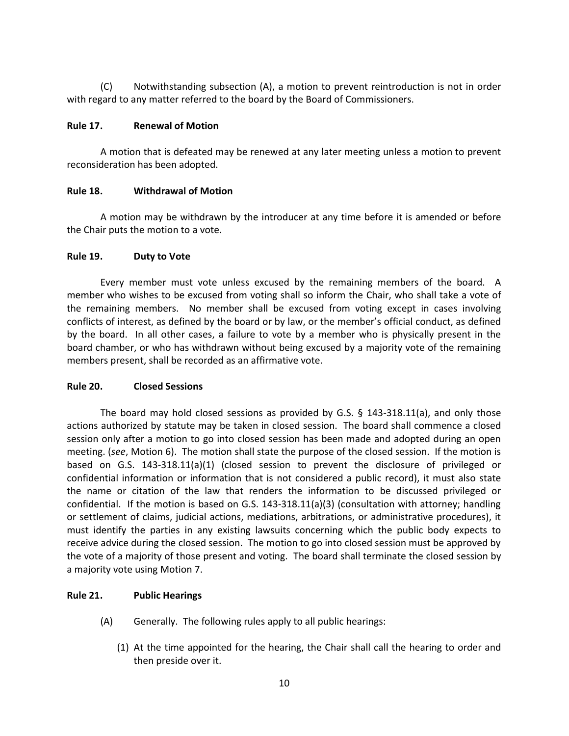(C) Notwithstanding subsection (A), a motion to prevent reintroduction is not in order with regard to any matter referred to the board by the Board of Commissioners.

**Rule 17. Renewal of Motion**

A motion that is defeated may be renewed at any later meeting unless a motion to prevent reconsideration has been adopted.

**Rule 18. Withdrawal of Motion**

A motion may be withdrawn by the introducer at any time before it is amended or before the Chair puts the motion to a vote.

**Rule 19. Duty to Vote**

Every member must vote unless excused by the remaining members of the board. A member who wishes to be excused from voting shall so inform the Chair, who shall take a vote of the remaining members. No member shall be excused from voting except in cases involving conflicts of interest, as defined by the board or by law, or the member's official conduct, as defined by the board. In all other cases, a failure to vote by a member who is physically present in the board chamber, or who has withdrawn without being excused by a majority vote of the remaining members present, shall be recorded as an affirmative vote.

**Rule 20. Closed Sessions**

The board may hold closed sessions as provided by G.S. § 143-318.11(a), and only those actions authorized by statute may be taken in closed session. The board shall commence a closed session only after a motion to go into closed session has been made and adopted during an open meeting. (*see*, Motion 6). The motion shall state the purpose of the closed session. If the motion is based on G.S. 143-318.11(a)(1) (closed session to prevent the disclosure of privileged or confidential information or information that is not considered a public record), it must also state the name or citation of the law that renders the information to be discussed privileged or confidential. If the motion is based on G.S. 143-318.11(a)(3) (consultation with attorney; handling or settlement of claims, judicial actions, mediations, arbitrations, or administrative procedures), it must identify the parties in any existing lawsuits concerning which the public body expects to receive advice during the closed session. The motion to go into closed session must be approved by the vote of a majority of those present and voting. The board shall terminate the closed session by a majority vote using Motion 7.

**Rule 21. Public Hearings**

(A) Generally. The following rules apply to all public hearings:

1. At the time appointed for the hearing, the Chair shall call the hearing to order and then preside over it.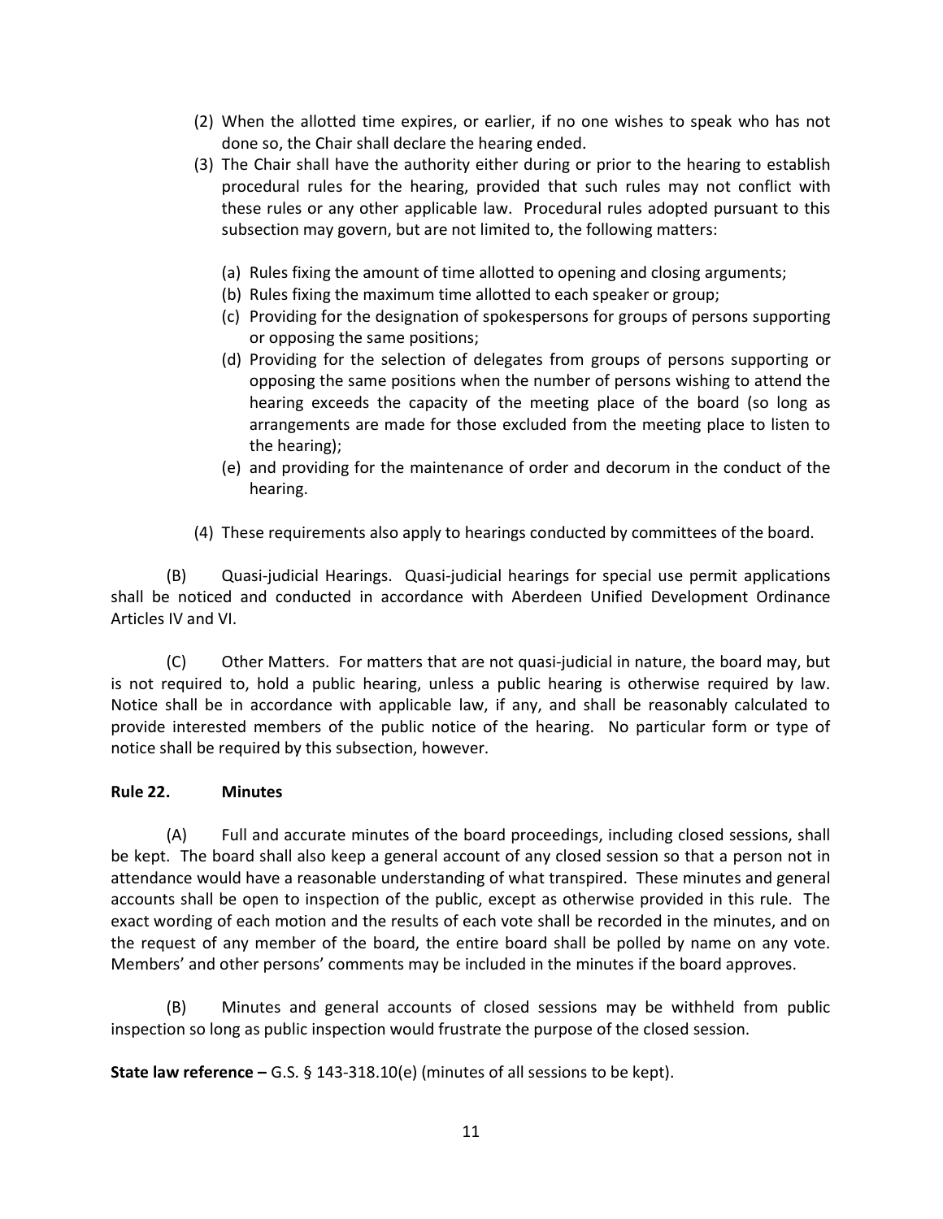(2) When the allotted time expires, or earlier, if no one wishes to speak who has not done so, the Chair shall declare the hearing ended.

(3) The Chair shall have the authority either during or prior to the hearing to establish procedural rules for the hearing, provided that such rules may not conflict with these rules or any other applicable law. Procedural rules adopted pursuant to this subsection may govern, but are not limited to, the following matters:

   (a) Rules fixing the amount of time allotted to opening and closing arguments;
   (b) Rules fixing the maximum time allotted to each speaker or group;
   (c) Providing for the designation of spokespersons for groups of persons supporting or opposing the same positions;
   (d) Providing for the selection of delegates from groups of persons supporting or opposing the same positions when the number of persons wishing to attend the hearing exceeds the capacity of the meeting place of the board (so long as arrangements are made for those excluded from the meeting place to listen to the hearing);
   (e) and providing for the maintenance of order and decorum in the conduct of the hearing.

(4) These requirements also apply to hearings conducted by committees of the board.

(B) Quasi-judicial Hearings. Quasi-judicial hearings for special use permit applications shall be noticed and conducted in accordance with Aberdeen Unified Development Ordinance Articles IV and VI.

(C) Other Matters. For matters that are not quasi-judicial in nature, the board may, but is not required to, hold a public hearing, unless a public hearing is otherwise required by law. Notice shall be in accordance with applicable law, if any, and shall be reasonably calculated to provide interested members of the public notice of the hearing. No particular form or type of notice shall be required by this subsection, however.

**Rule 22. Minutes**

(A) Full and accurate minutes of the board proceedings, including closed sessions, shall be kept. The board shall also keep a general account of any closed session so that a person not in attendance would have a reasonable understanding of what transpired. These minutes and general accounts shall be open to inspection of the public, except as otherwise provided in this rule. The exact wording of each motion and the results of each vote shall be recorded in the minutes, and on the request of any member of the board, the entire board shall be polled by name on any vote. Members' and other persons' comments may be included in the minutes if the board approves.

(B) Minutes and general accounts of closed sessions may be withheld from public inspection so long as public inspection would frustrate the purpose of the closed session.

**State law reference –** G.S. § 143-318.10(e) (minutes of all sessions to be kept).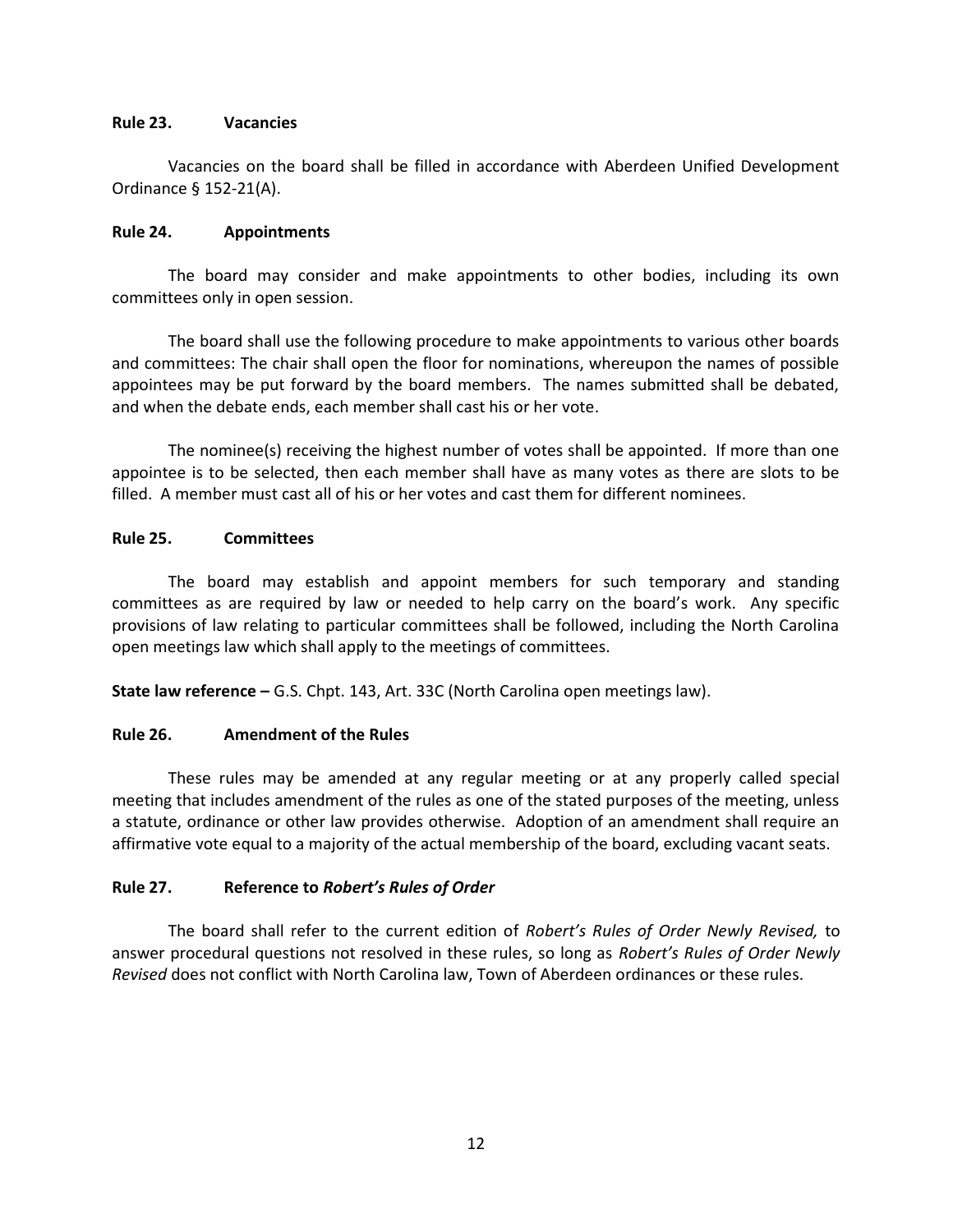**Rule 23. Vacancies**

Vacancies on the board shall be filled in accordance with Aberdeen Unified Development Ordinance § 152-21(A).

**Rule 24. Appointments**

The board may consider and make appointments to other bodies, including its own committees only in open session.

The board shall use the following procedure to make appointments to various other boards and committees: The chair shall open the floor for nominations, whereupon the names of possible appointees may be put forward by the board members. The names submitted shall be debated, and when the debate ends, each member shall cast his or her vote.

The nominee(s) receiving the highest number of votes shall be appointed. If more than one appointee is to be selected, then each member shall have as many votes as there are slots to be filled. A member must cast all of his or her votes and cast them for different nominees.

**Rule 25. Committees**

The board may establish and appoint members for such temporary and standing committees as are required by law or needed to help carry on the board's work. Any specific provisions of law relating to particular committees shall be followed, including the North Carolina open meetings law which shall apply to the meetings of committees.

**State law reference –** G.S. Chpt. 143, Art. 33C (North Carolina open meetings law).

**Rule 26. Amendment of the Rules**

These rules may be amended at any regular meeting or at any properly called special meeting that includes amendment of the rules as one of the stated purposes of the meeting, unless a statute, ordinance or other law provides otherwise. Adoption of an amendment shall require an affirmative vote equal to a majority of the actual membership of the board, excluding vacant seats.

**Rule 27. Reference to *Robert's Rules of Order***

The board shall refer to the current edition of *Robert's Rules of Order Newly Revised,* to answer procedural questions not resolved in these rules, so long as *Robert's Rules of Order Newly Revised* does not conflict with North Carolina law, Town of Aberdeen ordinances or these rules.